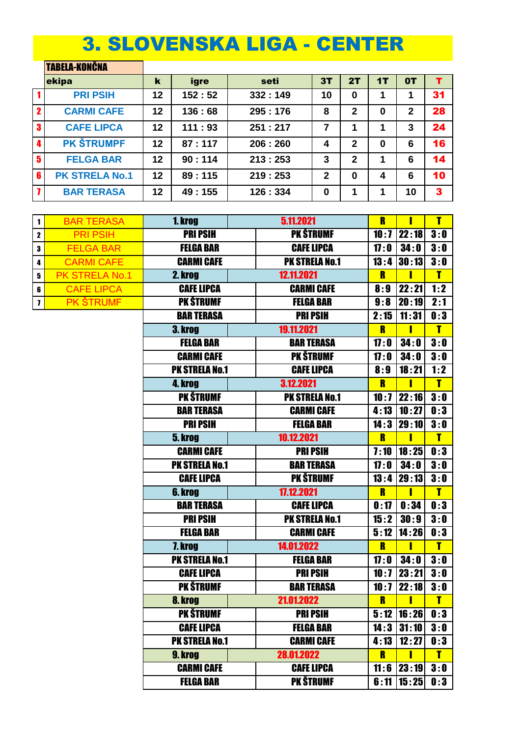# 3. SLOVENSKA LIGA - CENTER

**TABELA-KONČNA**

| | ekipa | k | igre | seti | 3T | 2T | 1T | 0T | T |
|---|---|---|---|---|---|---|---|---|---|
| 1 | PRI PSIH | 12 | 152 : 52 | 332 : 149 | 10 | 0 | 1 | 1 | 31 |
| 2 | CARMI CAFE | 12 | 136 : 68 | 295 : 176 | 8 | 2 | 0 | 2 | 28 |
| 3 | CAFE LIPCA | 12 | 111 : 93 | 251 : 217 | 7 | 1 | 1 | 3 | 24 |
| 4 | PK ŠTRUMPF | 12 | 87 : 117 | 206 : 260 | 4 | 2 | 0 | 6 | 16 |
| 5 | FELGA BAR | 12 | 90 : 114 | 213 : 253 | 3 | 2 | 1 | 6 | 14 |
| 6 | PK STRELA No.1 | 12 | 89 : 115 | 219 : 253 | 2 | 0 | 4 | 6 | 10 |
| 7 | BAR TERASA | 12 | 49 : 155 | 126 : 334 | 0 | 1 | 1 | 10 | 3 |

| | |
|---|---|
| 1 | BAR TERASA |
| 2 | PRI PSIH |
| 3 | FELGA BAR |
| 4 | CARMI CAFE |
| 5 | PK STRELA No.1 |
| 6 | CAFE LIPCA |
| 7 | PK ŠTRUMF |

| | | R | I | T |
|---|---|---|---|---|
| **1. krog** | **5.11.2021** | **R** | **I** | **T** |
| PRI PSIH | PK ŠTRUMF | 10:7 | 22:18 | 3:0 |
| FELGA BAR | CAFE LIPCA | 17:0 | 34:0 | 3:0 |
| CARMI CAFE | PK STRELA No.1 | 13:4 | 30:13 | 3:0 |
| **2. krog** | **12.11.2021** | **R** | **I** | **T** |
| CAFE LIPCA | CARMI CAFE | 8:9 | 22:21 | 1:2 |
| PK ŠTRUMF | FELGA BAR | 9:8 | 20:19 | 2:1 |
| BAR TERASA | PRI PSIH | 2:15 | 11:31 | 0:3 |
| **3. krog** | **19.11.2021** | **R** | **I** | **T** |
| FELGA BAR | BAR TERASA | 17:0 | 34:0 | 3:0 |
| CARMI CAFE | PK ŠTRUMF | 17:0 | 34:0 | 3:0 |
| PK STRELA No.1 | CAFE LIPCA | 8:9 | 18:21 | 1:2 |
| **4. krog** | **3.12.2021** | **R** | **I** | **T** |
| PK ŠTRUMF | PK STRELA No.1 | 10:7 | 22:16 | 3:0 |
| BAR TERASA | CARMI CAFE | 4:13 | 10:27 | 0:3 |
| PRI PSIH | FELGA BAR | 14:3 | 29:10 | 3:0 |
| **5. krog** | **10.12.2021** | **R** | **I** | **T** |
| CARMI CAFE | PRI PSIH | 7:10 | 18:25 | 0:3 |
| PK STRELA No.1 | BAR TERASA | 17:0 | 34:0 | 3:0 |
| CAFE LIPCA | PK ŠTRUMF | 13:4 | 29:13 | 3:0 |
| **6. krog** | **17.12.2021** | **R** | **I** | **T** |
| BAR TERASA | CAFE LIPCA | 0:17 | 0:34 | 0:3 |
| PRI PSIH | PK STRELA No.1 | 15:2 | 30:9 | 3:0 |
| FELGA BAR | CARMI CAFE | 5:12 | 14:26 | 0:3 |
| **7. krog** | **14.01.2022** | **R** | **I** | **T** |
| PK STRELA No.1 | FELGA BAR | 17:0 | 34:0 | 3:0 |
| CAFE LIPCA | PRI PSIH | 10:7 | 23:21 | 3:0 |
| PK ŠTRUMF | BAR TERASA | 10:7 | 22:18 | 3:0 |
| **8. krog** | **21.01.2022** | **R** | **I** | **T** |
| PK ŠTRUMF | PRI PSIH | 5:12 | 16:26 | 0:3 |
| CAFE LIPCA | FELGA BAR | 14:3 | 31:10 | 3:0 |
| PK STRELA No.1 | CARMI CAFE | 4:13 | 12:27 | 0:3 |
| **9. krog** | **28.01.2022** | **R** | **I** | **T** |
| CARMI CAFE | CAFE LIPCA | 11:6 | 23:19 | 3:0 |
| FELGA BAR | PK ŠTRUMF | 6:11 | 15:25 | 0:3 |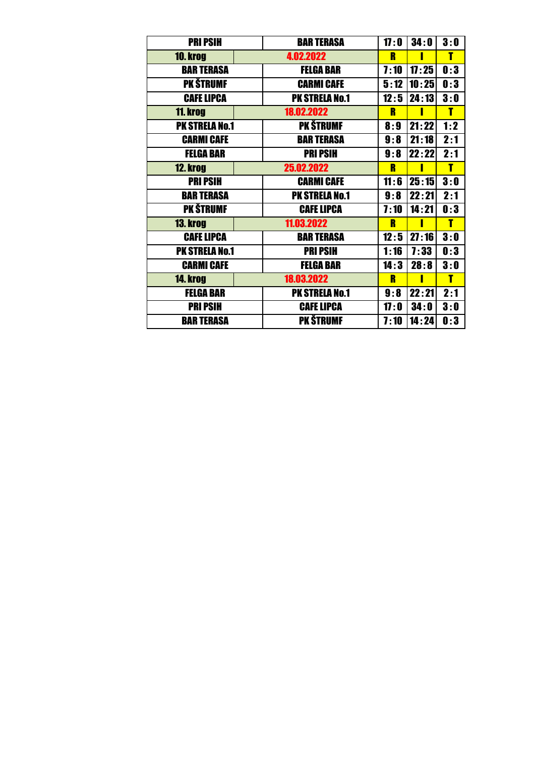| | | | | |
|---|---|---|---|---|
| PRI PSIH | BAR TERASA | 17 : 0 | 34 : 0 | 3 : 0 |
| 10. krog | 4.02.2022 | R | I | T |
| BAR TERASA | FELGA BAR | 7 : 10 | 17 : 25 | 0 : 3 |
| PK ŠTRUMF | CARMI CAFE | 5 : 12 | 10 : 25 | 0 : 3 |
| CAFE LIPCA | PK STRELA No.1 | 12 : 5 | 24 : 13 | 3 : 0 |
| 11. krog | 18.02.2022 | R | I | T |
| PK STRELA No.1 | PK ŠTRUMF | 8 : 9 | 21 : 22 | 1 : 2 |
| CARMI CAFE | BAR TERASA | 9 : 8 | 21 : 18 | 2 : 1 |
| FELGA BAR | PRI PSIH | 9 : 8 | 22 : 22 | 2 : 1 |
| 12. krog | 25.02.2022 | R | I | T |
| PRI PSIH | CARMI CAFE | 11 : 6 | 25 : 15 | 3 : 0 |
| BAR TERASA | PK STRELA No.1 | 9 : 8 | 22 : 21 | 2 : 1 |
| PK ŠTRUMF | CAFE LIPCA | 7 : 10 | 14 : 21 | 0 : 3 |
| 13. krog | 11.03.2022 | R | I | T |
| CAFE LIPCA | BAR TERASA | 12 : 5 | 27 : 16 | 3 : 0 |
| PK STRELA No.1 | PRI PSIH | 1 : 16 | 7 : 33 | 0 : 3 |
| CARMI CAFE | FELGA BAR | 14 : 3 | 28 : 8 | 3 : 0 |
| 14. krog | 18.03.2022 | R | I | T |
| FELGA BAR | PK STRELA No.1 | 9 : 8 | 22 : 21 | 2 : 1 |
| PRI PSIH | CAFE LIPCA | 17 : 0 | 34 : 0 | 3 : 0 |
| BAR TERASA | PK ŠTRUMF | 7 : 10 | 14 : 24 | 0 : 3 |